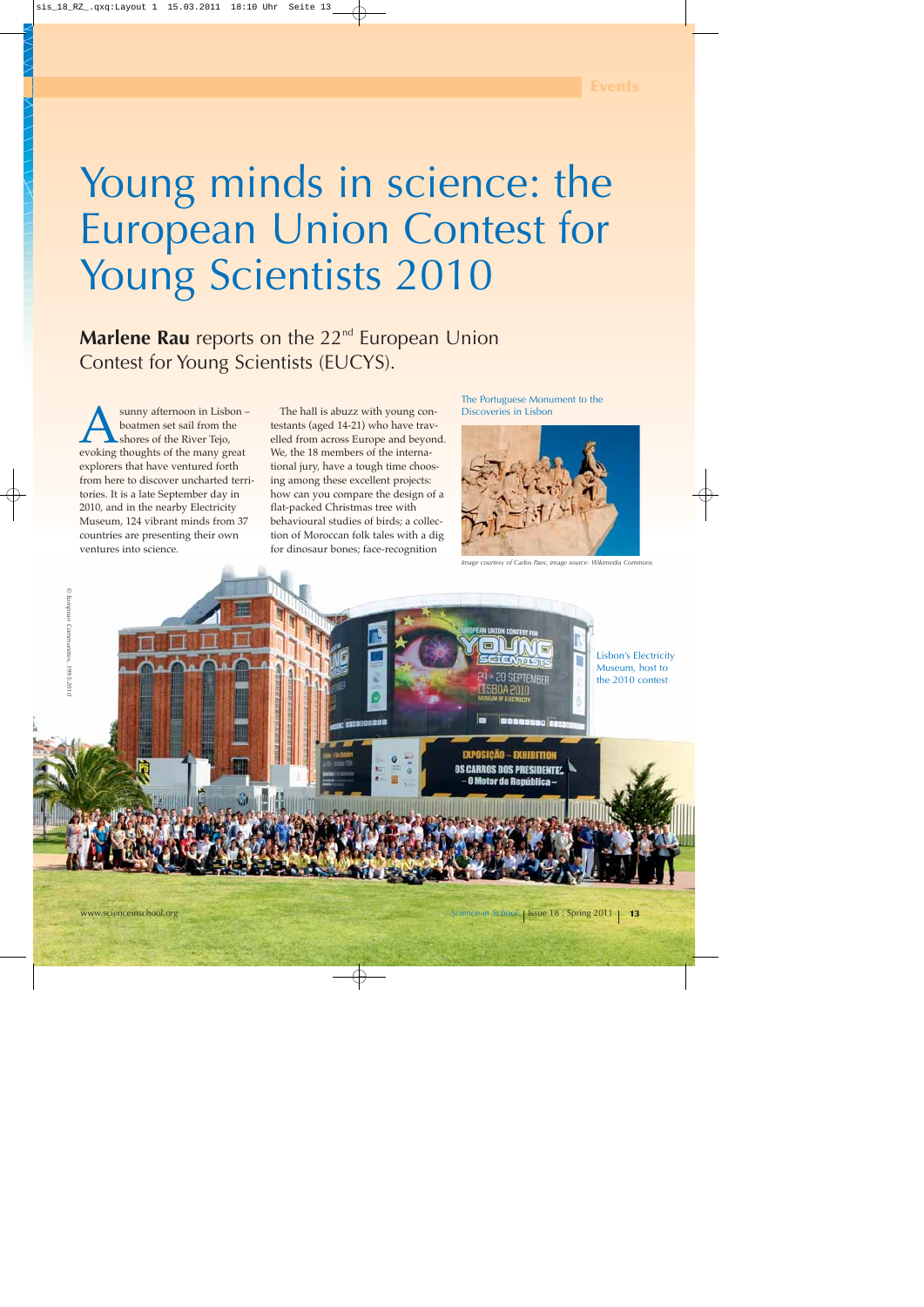# Young minds in science: the European Union Contest for Young Scientists 2010

**Marlene Rau** reports on the 22nd European Union Contest for Young Scientists (EUCYS).

A sunny afternoon in Lisbon – boatmen set sail from the shores of the River Tejo, evoking thoughts of the many great explorers that have ventured forth from here to discover uncharted territories. It is a late September day in 2010, and in the nearby Electricity Museum, 124 vibrant minds from 37 countries are presenting their own ventures into science.

The hall is abuzz with young contestants (aged 14-21) who have travelled from across Europe and beyond. We, the 18 members of the international jury, have a tough time choosing among these excellent projects: how can you compare the design of a flat-packed Christmas tree with behavioural studies of birds; a collection of Moroccan folk tales with a dig for dinosaur bones; face-recognition

The Portuguese Monument to the Discoveries in Lisbon

*Image courtesy of Carlos Paes; image source: Wikimedia Commons*

Lisbon's Electricity Museum, host to the 2010 contest

*© European Communities, 1995-2010*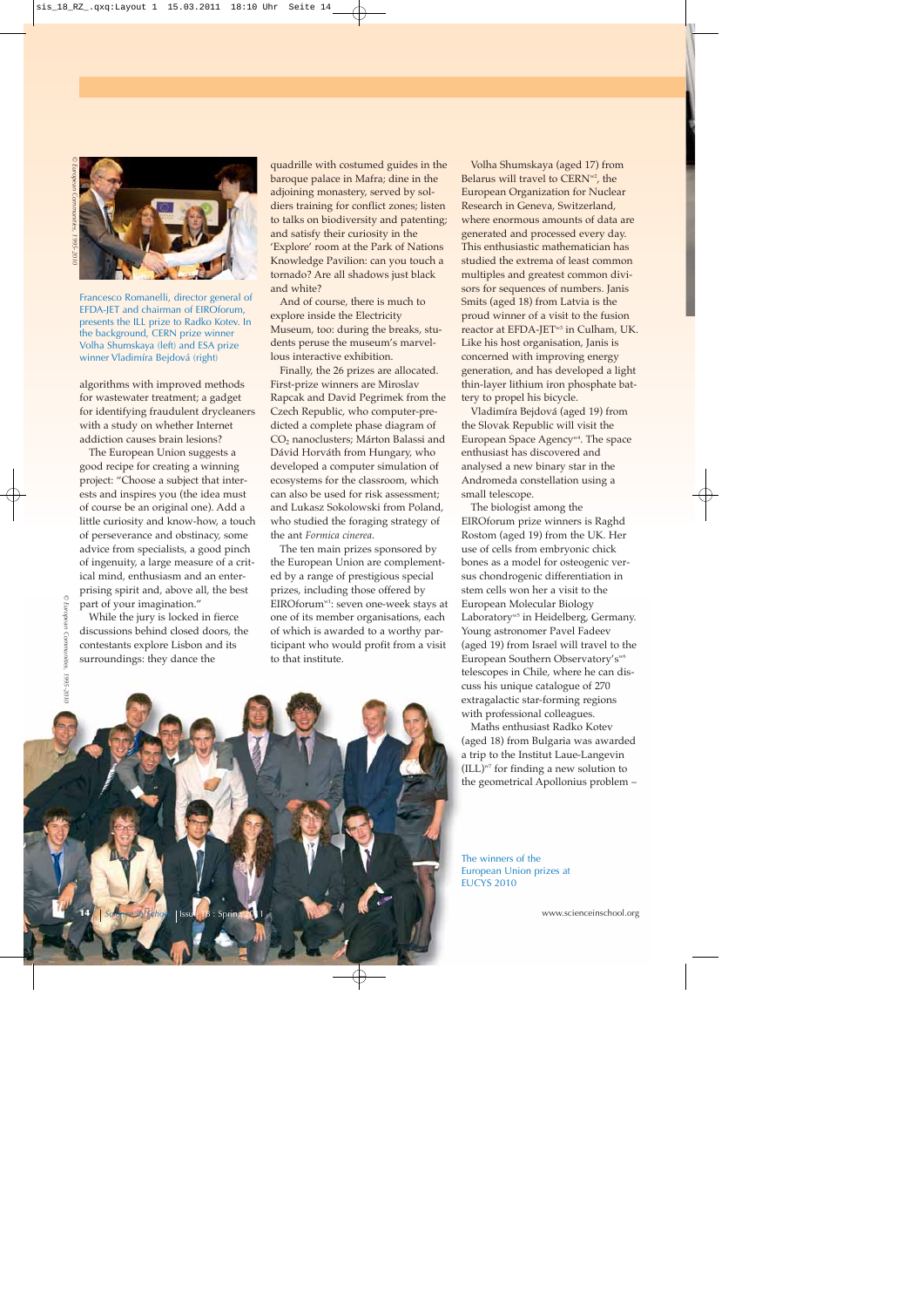Francesco Romanelli, director general of EFDA-JET and chairman of EIROforum, presents the ILL prize to Radko Kotev. In the background, CERN prize winner Volha Shumskaya (left) and ESA prize winner Vladimíra Bejdová (right)

algorithms with improved methods for wastewater treatment; a gadget for identifying fraudulent drycleaners with a study on whether Internet addiction causes brain lesions?

The European Union suggests a good recipe for creating a winning project: "Choose a subject that interests and inspires you (the idea must of course be an original one). Add a little curiosity and know-how, a touch of perseverance and obstinacy, some advice from specialists, a good pinch of ingenuity, a large measure of a critical mind, enthusiasm and an enterprising spirit and, above all, the best part of your imagination."

While the jury is locked in fierce discussions behind closed doors, the contestants explore Lisbon and its surroundings: they dance the quadrille with costumed guides in the baroque palace in Mafra; dine in the adjoining monastery, served by soldiers training for conflict zones; listen to talks on biodiversity and patenting; and satisfy their curiosity in the 'Explore' room at the Park of Nations Knowledge Pavilion: can you touch a tornado? Are all shadows just black and white?

And of course, there is much to explore inside the Electricity Museum, too: during the breaks, students peruse the museum's marvellous interactive exhibition.

Finally, the 26 prizes are allocated. First-prize winners are Miroslav Rapcak and David Pegrimek from the Czech Republic, who computer-predicted a complete phase diagram of $CO_2$ nanoclusters; Márton Balassi and Dávid Horváth from Hungary, who developed a computer simulation of ecosystems for the classroom, which can also be used for risk assessment; and Lukasz Sokolowski from Poland, who studied the foraging strategy of the ant *Formica cinerea*.

The ten main prizes sponsored by the European Union are complemented by a range of prestigious special prizes, including those offered by EIROforum[w1]: seven one-week stays at one of its member organisations, each of which is awarded to a worthy participant who would profit from a visit to that institute.

Volha Shumskaya (aged 17) from Belarus will travel to CERN[w2], the European Organization for Nuclear Research in Geneva, Switzerland, where enormous amounts of data are generated and processed every day. This enthusiastic mathematician has studied the extrema of least common multiples and greatest common divisors for sequences of numbers. Janis Smits (aged 18) from Latvia is the proud winner of a visit to the fusion reactor at EFDA-JET[w3] in Culham, UK. Like his host organisation, Janis is concerned with improving energy generation, and has developed a light thin-layer lithium iron phosphate battery to propel his bicycle.

Vladimíra Bejdová (aged 19) from the Slovak Republic will visit the European Space Agency[w4]. The space enthusiast has discovered and analysed a new binary star in the Andromeda constellation using a small telescope.

The biologist among the EIROforum prize winners is Raghd Rostom (aged 19) from the UK. Her use of cells from embryonic chick bones as a model for osteogenic versus chondrogenic differentiation in stem cells won her a visit to the European Molecular Biology Laboratory[w5] in Heidelberg, Germany. Young astronomer Pavel Fadeev (aged 19) from Israel will travel to the European Southern Observatory's[w6] telescopes in Chile, where he can discuss his unique catalogue of 270 extragalactic star-forming regions with professional colleagues.

Maths enthusiast Radko Kotev (aged 18) from Bulgaria was awarded a trip to the Institut Laue-Langevin (ILL)[w7] for finding a new solution to the geometrical Apollonius problem –

The winners of the European Union prizes at EUCYS 2010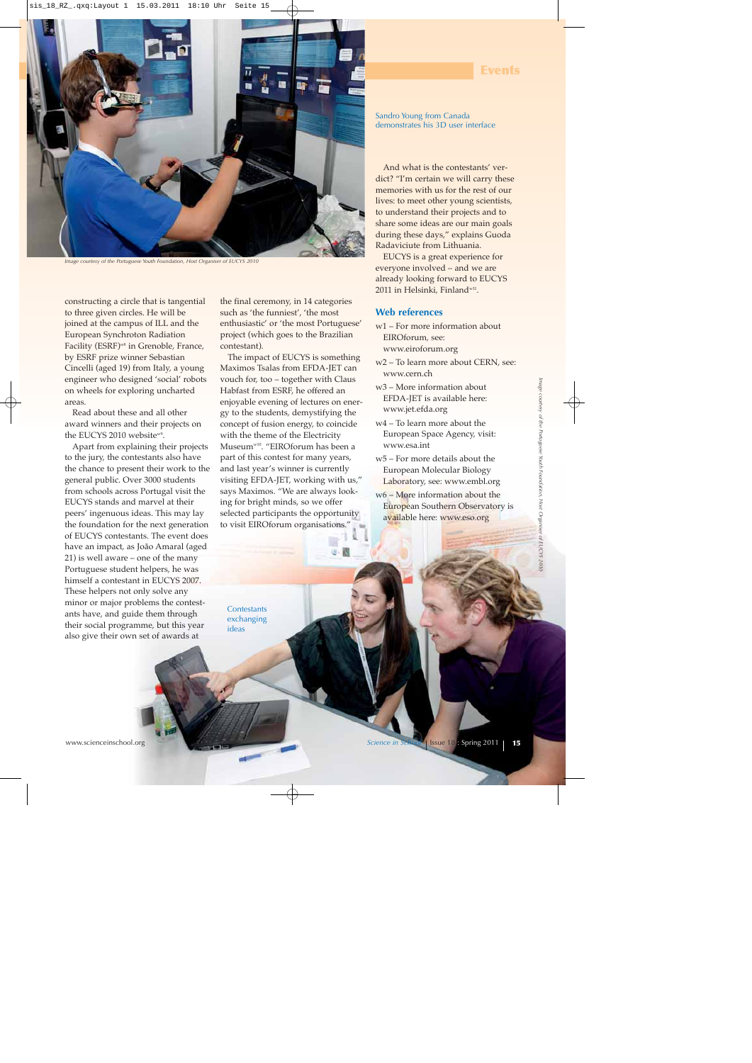Sandro Young from Canada demonstrates his 3D user interface

Image courtesy of the Portuguese Youth Foundation, Host Organiser of EUCYS 2010

constructing a circle that is tangential to three given circles. He will be joined at the campus of ILL and the European Synchrotron Radiation Facility (ESRF)[w8] in Grenoble, France, by ESRF prize winner Sebastian Cincelli (aged 19) from Italy, a young engineer who designed 'social' robots on wheels for exploring uncharted areas.

Read about these and all other award winners and their projects on the EUCYS 2010 website[w9].

Apart from explaining their projects to the jury, the contestants also have the chance to present their work to the general public. Over 3000 students from schools across Portugal visit the EUCYS stands and marvel at their peers' ingenuous ideas. This may lay the foundation for the next generation of EUCYS contestants. The event does have an impact, as João Amaral (aged 21) is well aware – one of the many Portuguese student helpers, he was himself a contestant in EUCYS 2007. These helpers not only solve any minor or major problems the contestants have, and guide them through their social programme, but this year also give their own set of awards at the final ceremony, in 14 categories such as 'the funniest', 'the most enthusiastic' or 'the most Portuguese' project (which goes to the Brazilian contestant).

The impact of EUCYS is something Maximos Tsalas from EFDA-JET can vouch for, too – together with Claus Habfast from ESRF, he offered an enjoyable evening of lectures on energy to the students, demystifying the concept of fusion energy, to coincide with the theme of the Electricity Museum[w10]. "EIROforum has been a part of this contest for many years, and last year's winner is currently visiting EFDA-JET, working with us," says Maximos. "We are always looking for bright minds, so we offer selected participants the opportunity to visit EIROforum organisations."

Contestants exchanging ideas

Image courtesy of the Portuguese Youth Foundation, Host Organiser of EUCYS 2010

And what is the contestants' verdict? "I'm certain we will carry these memories with us for the rest of our lives: to meet other young scientists, to understand their projects and to share some ideas are our main goals during these days," explains Guoda Radaviciute from Lithuania.

EUCYS is a great experience for everyone involved – and we are already looking forward to EUCYS 2011 in Helsinki, Finland[w11].

## Web references

w1 – For more information about EIROforum, see: www.eiroforum.org

w2 – To learn more about CERN, see: www.cern.ch

w3 – More information about EFDA-JET is available here: www.jet.efda.org

w4 – To learn more about the European Space Agency, visit: www.esa.int

w5 – For more details about the European Molecular Biology Laboratory, see: www.embl.org

w6 – More information about the European Southern Observatory is available here: www.eso.org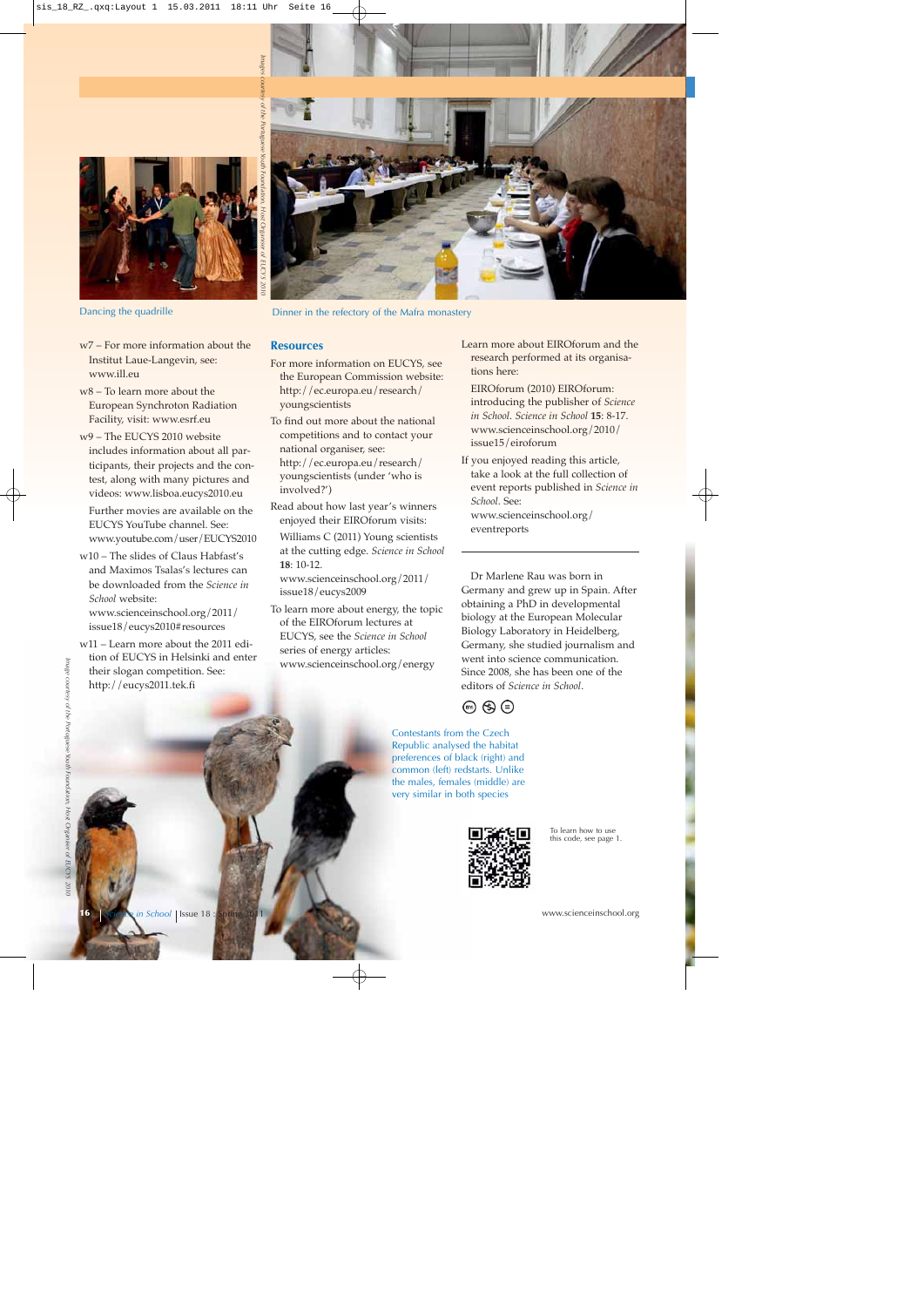Dancing the quadrille

Dinner in the refectory of the Mafra monastery

w7 – For more information about the Institut Laue-Langevin, see: www.ill.eu

w8 – To learn more about the European Synchroton Radiation Facility, visit: www.esrf.eu

w9 – The EUCYS 2010 website includes information about all participants, their projects and the contest, along with many pictures and videos: www.lisboa.eucys2010.eu

Further movies are available on the EUCYS YouTube channel. See: www.youtube.com/user/EUCYS2010

w10 – The slides of Claus Habfast's and Maximos Tsalas's lectures can be downloaded from the *Science in School* website: www.scienceinschool.org/2011/issue18/eucys2010#resources

w11 – Learn more about the 2011 edition of EUCYS in Helsinki and enter their slogan competition. See: http://eucys2011.tek.fi

## Resources

For more information on EUCYS, see the European Commission website: http://ec.europa.eu/research/youngscientists

To find out more about the national competitions and to contact your national organiser, see: http://ec.europa.eu/research/youngscientists (under 'who is involved?')

Read about how last year's winners enjoyed their EIROforum visits:

Williams C (2011) Young scientists at the cutting edge. *Science in School* **18**: 10-12. www.scienceinschool.org/2011/issue18/eucys2009

To learn more about energy, the topic of the EIROforum lectures at EUCYS, see the *Science in School* series of energy articles: www.scienceinschool.org/energy

Learn more about EIROforum and the research performed at its organisations here:

EIROforum (2010) EIROforum: introducing the publisher of *Science in School*. *Science in School* **15**: 8-17. www.scienceinschool.org/2010/issue15/eiroforum

If you enjoyed reading this article, take a look at the full collection of event reports published in *Science in School*. See: www.scienceinschool.org/eventreports

Dr Marlene Rau was born in Germany and grew up in Spain. After obtaining a PhD in developmental biology at the European Molecular Biology Laboratory in Heidelberg, Germany, she studied journalism and went into science communication. Since 2008, she has been one of the editors of *Science in School*.

Contestants from the Czech Republic analysed the habitat preferences of black (right) and common (left) redstarts. Unlike the males, females (middle) are very similar in both species

To learn how to use this code, see page 1.